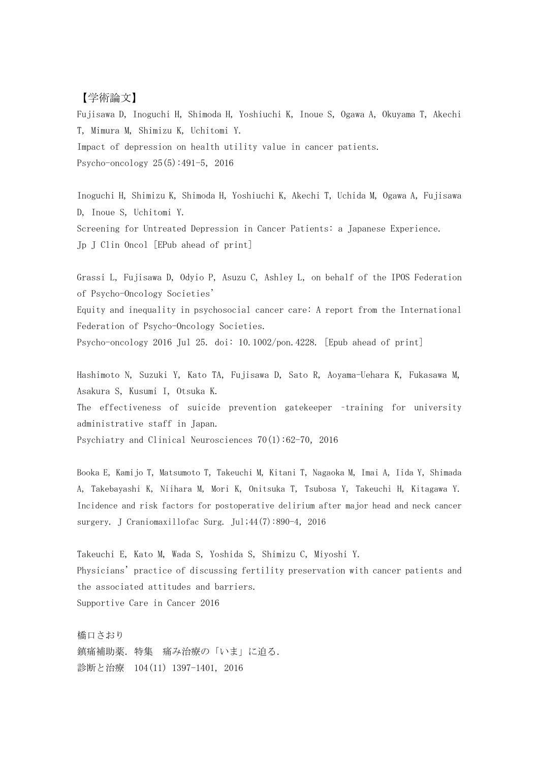【学術論文】

Fujisawa D, Inoguchi H, Shimoda H, Yoshiuchi K, Inoue S, Ogawa A, Okuyama T, Akechi T, Mimura M, Shimizu K, Uchitomi Y.
Impact of depression on health utility value in cancer patients.
Psycho-oncology 25(5):491-5, 2016

Inoguchi H, Shimizu K, Shimoda H, Yoshiuchi K, Akechi T, Uchida M, Ogawa A, Fujisawa D, Inoue S, Uchitomi Y.
Screening for Untreated Depression in Cancer Patients: a Japanese Experience.
Jp J Clin Oncol [EPub ahead of print]

Grassi L, Fujisawa D, Odyio P, Asuzu C, Ashley L, on behalf of the IPOS Federation of Psycho-Oncology Societies'
Equity and inequality in psychosocial cancer care: A report from the International Federation of Psycho-Oncology Societies.
Psycho-oncology 2016 Jul 25. doi: 10.1002/pon.4228. [Epub ahead of print]

Hashimoto N, Suzuki Y, Kato TA, Fujisawa D, Sato R, Aoyama-Uehara K, Fukasawa M, Asakura S, Kusumi I, Otsuka K.
The effectiveness of suicide prevention gatekeeper -training for university administrative staff in Japan.
Psychiatry and Clinical Neurosciences 70(1):62-70, 2016

Booka E, Kamijo T, Matsumoto T, Takeuchi M, Kitani T, Nagaoka M, Imai A, Iida Y, Shimada A, Takebayashi K, Niihara M, Mori K, Onitsuka T, Tsubosa Y, Takeuchi H, Kitagawa Y.
Incidence and risk factors for postoperative delirium after major head and neck cancer surgery. J Craniomaxillofac Surg. Jul;44(7):890-4, 2016

Takeuchi E, Kato M, Wada S, Yoshida S, Shimizu C, Miyoshi Y.
Physicians' practice of discussing fertility preservation with cancer patients and the associated attitudes and barriers.
Supportive Care in Cancer 2016

橋口さおり
鎮痛補助薬. 特集　痛み治療の「いま」に迫る.
診断と治療　104(11) 1397-1401, 2016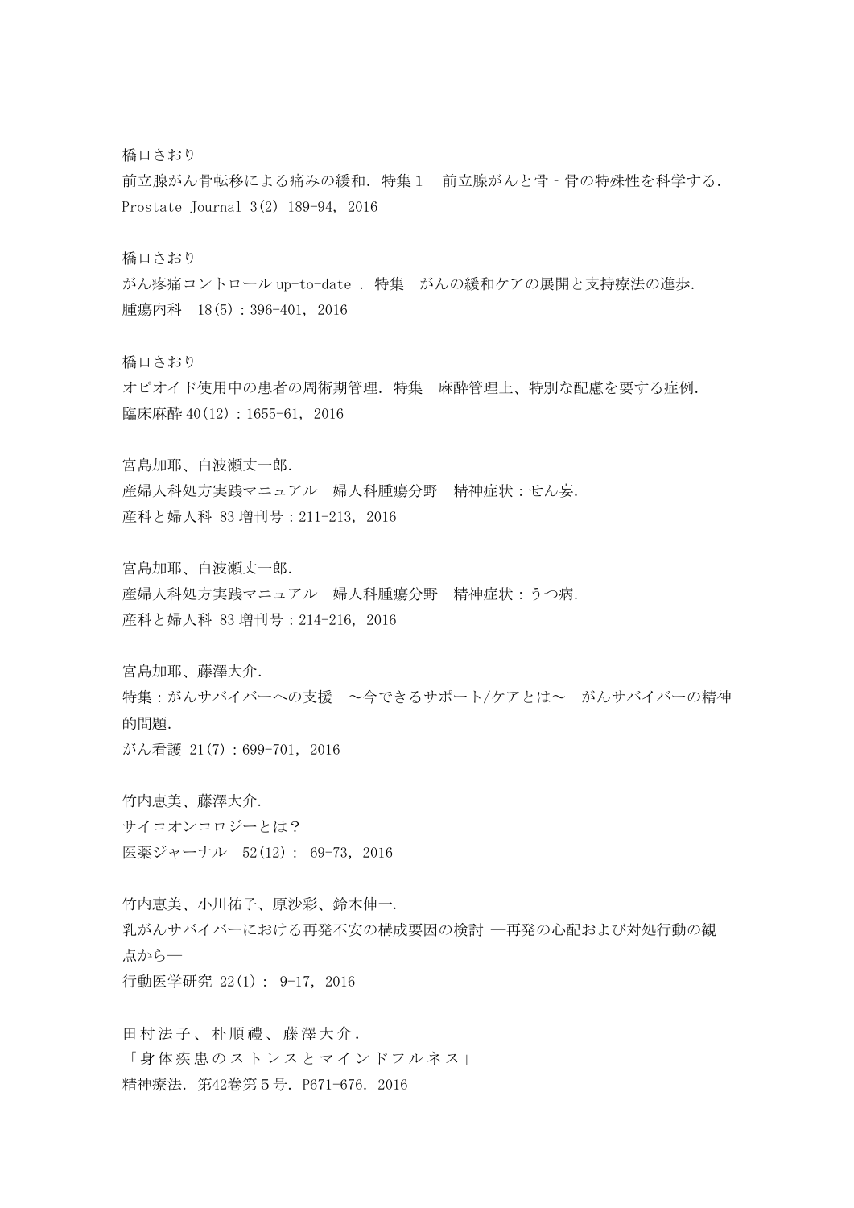橋口さおり
前立腺がん骨転移による痛みの緩和．特集１　前立腺がんと骨‐骨の特殊性を科学する．
Prostate Journal 3(2) 189-94, 2016

橋口さおり
がん疼痛コントロール up-to-date ．特集　がんの緩和ケアの展開と支持療法の進歩．
腫瘍内科　18(5)：396-401, 2016

橋口さおり
オピオイド使用中の患者の周術期管理．特集　麻酔管理上、特別な配慮を要する症例．
臨床麻酔 40(12)：1655-61, 2016

宮島加耶、白波瀬丈一郎．
産婦人科処方実践マニュアル　婦人科腫瘍分野　精神症状：せん妄．
産科と婦人科 83 増刊号：211-213, 2016

宮島加耶、白波瀬丈一郎．
産婦人科処方実践マニュアル　婦人科腫瘍分野　精神症状：うつ病．
産科と婦人科 83 増刊号：214-216, 2016

宮島加耶、藤澤大介．
特集：がんサバイバーへの支援　～今できるサポート/ケアとは～　がんサバイバーの精神的問題．
がん看護 21(7)：699-701, 2016

竹内恵美、藤澤大介．
サイコオンコロジーとは？
医薬ジャーナル　52(12)： 69-73, 2016

竹内恵美、小川祐子、原沙彩、鈴木伸一．
乳がんサバイバーにおける再発不安の構成要因の検討 ―再発の心配および対処行動の観点から―
行動医学研究 22(1)： 9-17, 2016

田 村 法 子 、 朴 順 禮 、 藤 澤 大 介 ．
「身 体 疾 患 の ス ト レ ス と マ イ ン ド フ ル ネ ス 」
精神療法．第42巻第５号．P671-676．2016